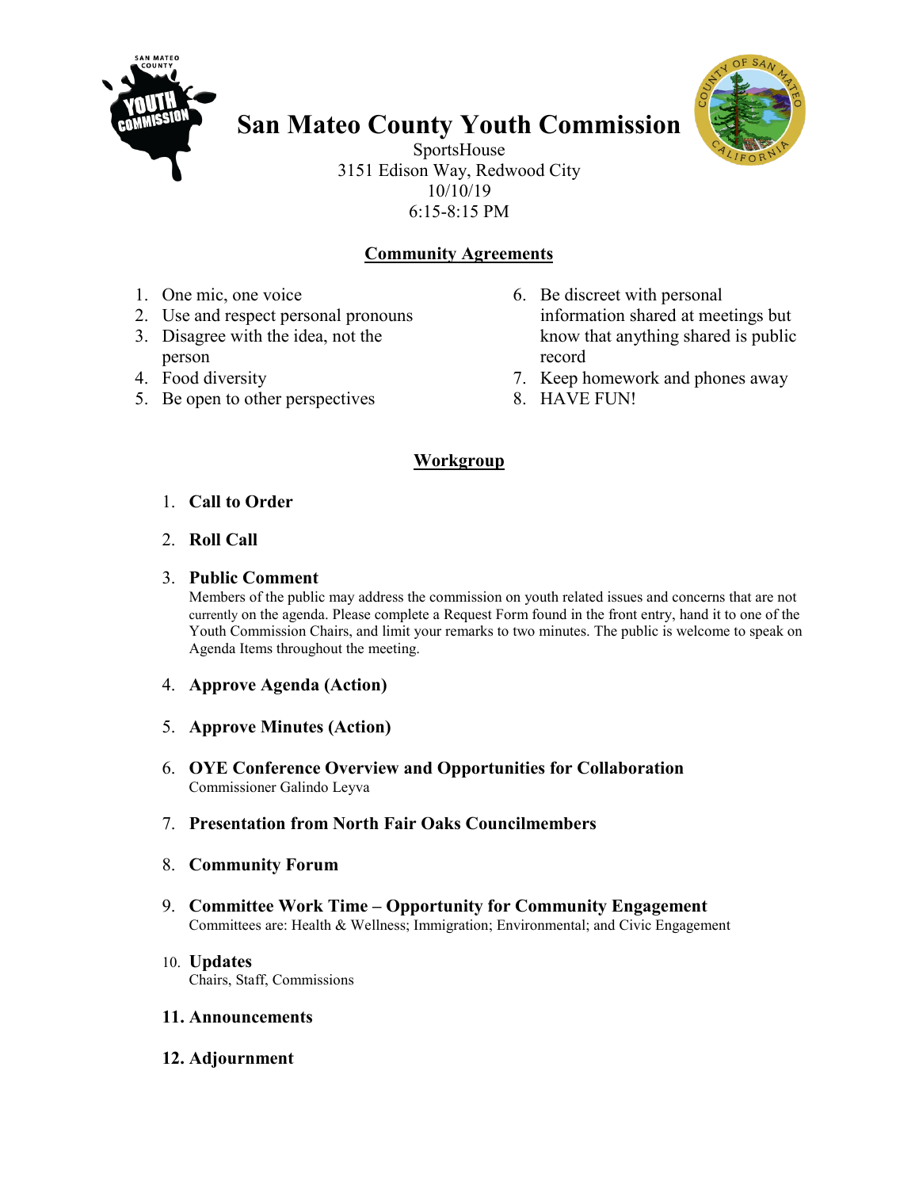# San Mateo County Youth Commission

SportsHouse
3151 Edison Way, Redwood City
10/10/19
6:15-8:15 PM

## Community Agreements

1. One mic, one voice
2. Use and respect personal pronouns
3. Disagree with the idea, not the person
4. Food diversity
5. Be open to other perspectives
6. Be discreet with personal information shared at meetings but know that anything shared is public record
7. Keep homework and phones away
8. HAVE FUN!

## Workgroup

1. **Call to Order**
2. **Roll Call**
3. **Public Comment**
   Members of the public may address the commission on youth related issues and concerns that are not currently on the agenda. Please complete a Request Form found in the front entry, hand it to one of the Youth Commission Chairs, and limit your remarks to two minutes. The public is welcome to speak on Agenda Items throughout the meeting.
4. **Approve Agenda (Action)**
5. **Approve Minutes (Action)**
6. **OYE Conference Overview and Opportunities for Collaboration**
   Commissioner Galindo Leyva
7. **Presentation from North Fair Oaks Councilmembers**
8. **Community Forum**
9. **Committee Work Time – Opportunity for Community Engagement**
   Committees are: Health & Wellness; Immigration; Environmental; and Civic Engagement
10. **Updates**
    Chairs, Staff, Commissions
11. **Announcements**
12. **Adjournment**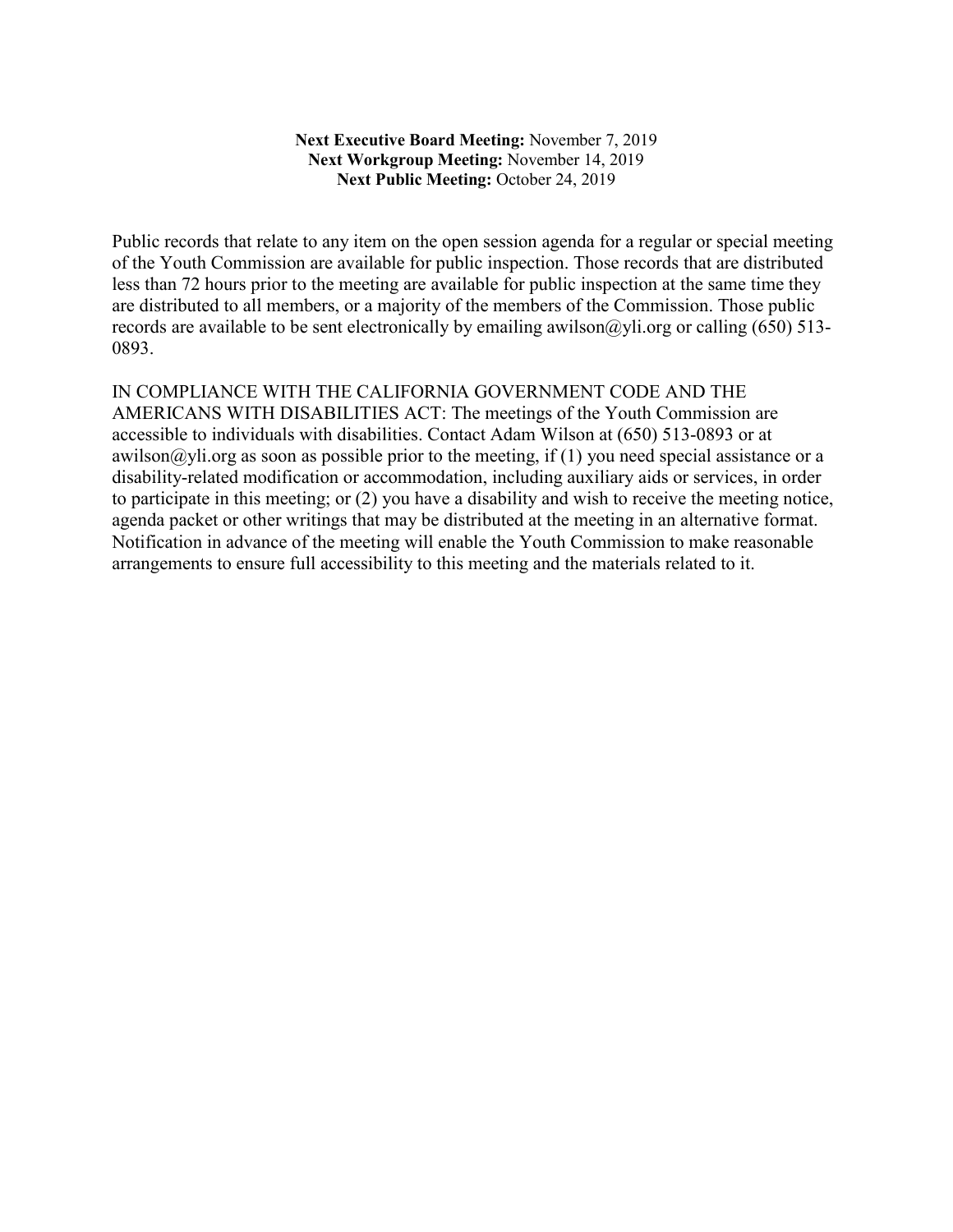**Next Executive Board Meeting:** November 7, 2019
**Next Workgroup Meeting:** November 14, 2019
**Next Public Meeting:** October 24, 2019

Public records that relate to any item on the open session agenda for a regular or special meeting of the Youth Commission are available for public inspection. Those records that are distributed less than 72 hours prior to the meeting are available for public inspection at the same time they are distributed to all members, or a majority of the members of the Commission. Those public records are available to be sent electronically by emailing awilson@yli.org or calling (650) 513-0893.

IN COMPLIANCE WITH THE CALIFORNIA GOVERNMENT CODE AND THE AMERICANS WITH DISABILITIES ACT: The meetings of the Youth Commission are accessible to individuals with disabilities. Contact Adam Wilson at (650) 513-0893 or at awilson@yli.org as soon as possible prior to the meeting, if (1) you need special assistance or a disability-related modification or accommodation, including auxiliary aids or services, in order to participate in this meeting; or (2) you have a disability and wish to receive the meeting notice, agenda packet or other writings that may be distributed at the meeting in an alternative format. Notification in advance of the meeting will enable the Youth Commission to make reasonable arrangements to ensure full accessibility to this meeting and the materials related to it.